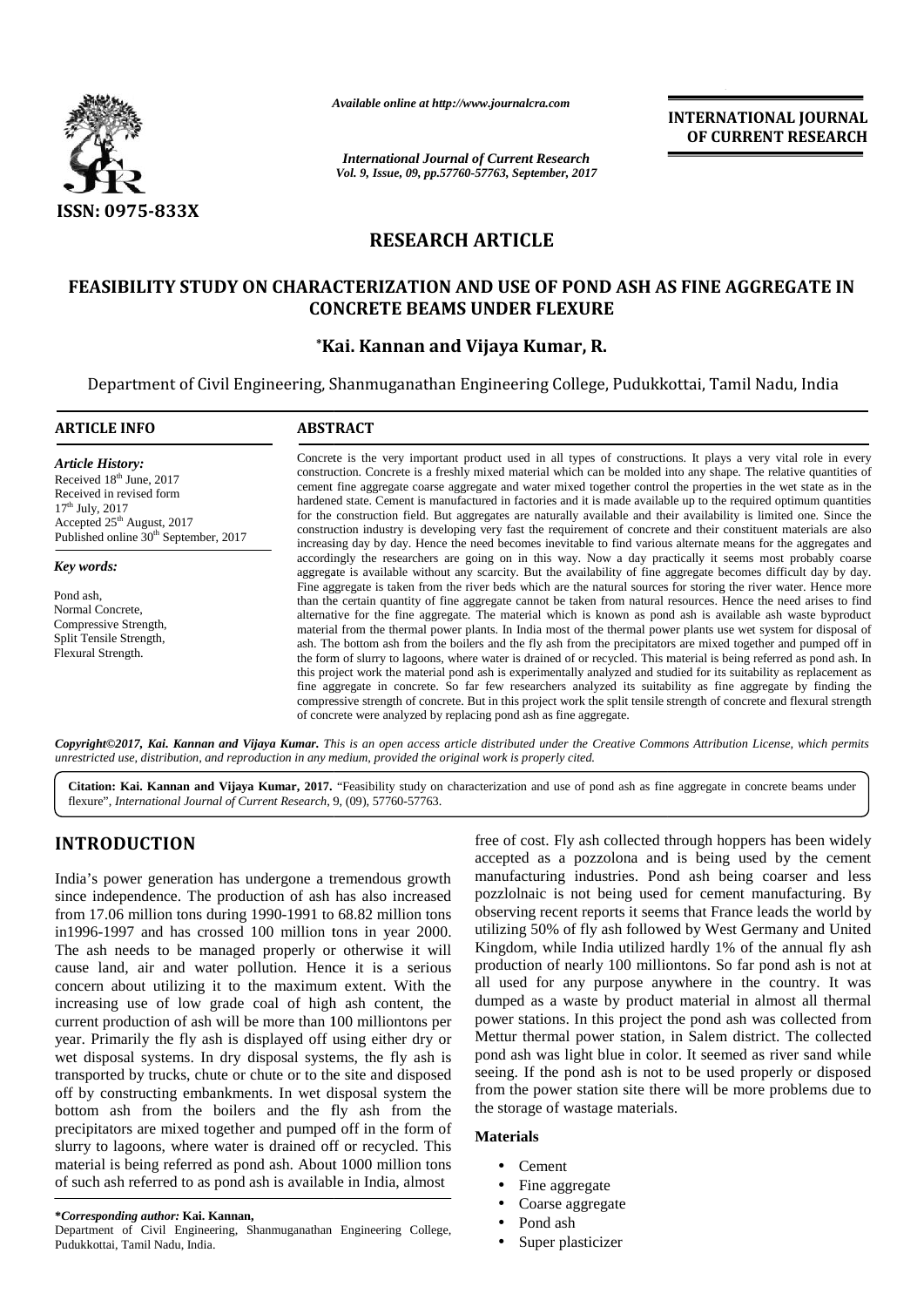# RESEARCH ARTICLE

# FEASIBILITY STUDY ON CHARACTERIZATION AND USE OF POND ASH AS FINE AGGREGATE IN CONCRETE BEAMS UNDER FLEXURE

**\*Kai. Kannan and Vijaya Kumar, R.**

Department of Civil Engineering, Shanmuganathan Engineering College, Pudukkottai, Tamil Nadu, India

## ARTICLE INFO

*Article History:*

Received 18th June, 2017
Received in revised form 17th July, 2017
Accepted 25th August, 2017
Published online 30th September, 2017

*Key words:*

Pond ash, Normal Concrete, Compressive Strength, Split Tensile Strength, Flexural Strength.

## ABSTRACT

Concrete is the very important product used in all types of constructions. It plays a very vital role in every construction. Concrete is a freshly mixed material which can be molded into any shape. The relative quantities of cement fine aggregate coarse aggregate and water mixed together control the properties in the wet state as in the hardened state. Cement is manufactured in factories and it is made available up to the required optimum quantities for the construction field. But aggregates are naturally available and their availability is limited one. Since the construction industry is developing very fast the requirement of concrete and their constituent materials are also increasing day by day. Hence the need becomes inevitable to find various alternate means for the aggregates and accordingly the researchers are going on in this way. Now a day practically it seems most probably coarse aggregate is available without any scarcity. But the availability of fine aggregate becomes difficult day by day. Fine aggregate is taken from the river beds which are the natural sources for storing the river water. Hence more than the certain quantity of fine aggregate cannot be taken from natural resources. Hence the need arises to find alternative for the fine aggregate. The material which is known as pond ash is available ash waste byproduct material from the thermal power plants. In India most of the thermal power plants use wet system for disposal of ash. The bottom ash from the boilers and the fly ash from the precipitators are mixed together and pumped off in the form of slurry to lagoons, where water is drained of or recycled. This material is being referred as pond ash. In this project work the material pond ash is experimentally analyzed and studied for its suitability as replacement as fine aggregate in concrete. So far few researchers analyzed its suitability as fine aggregate by finding the compressive strength of concrete. But in this project work the split tensile strength of concrete and flexural strength of concrete were analyzed by replacing pond ash as fine aggregate.

***Copyright©2017, Kai. Kannan and Vijaya Kumar.*** *This is an open access article distributed under the Creative Commons Attribution License, which permits unrestricted use, distribution, and reproduction in any medium, provided the original work is properly cited.*

**Citation: Kai. Kannan and Vijaya Kumar, 2017.** "Feasibility study on characterization and use of pond ash as fine aggregate in concrete beams under flexure", *International Journal of Current Research*, 9, (09), 57760-57763.

## INTRODUCTION

India's power generation has undergone a tremendous growth since independence. The production of ash has also increased from 17.06 million tons during 1990-1991 to 68.82 million tons in1996-1997 and has crossed 100 million tons in year 2000. The ash needs to be managed properly or otherwise it will cause land, air and water pollution. Hence it is a serious concern about utilizing it to the maximum extent. With the increasing use of low grade coal of high ash content, the current production of ash will be more than 100 milliontons per year. Primarily the fly ash is displayed off using either dry or wet disposal systems. In dry disposal systems, the fly ash is transported by trucks, chute or chute or to the site and disposed off by constructing embankments. In wet disposal system the bottom ash from the boilers and the fly ash from the precipitators are mixed together and pumped off in the form of slurry to lagoons, where water is drained off or recycled. This material is being referred as pond ash. About 1000 million tons of such ash referred to as pond ash is available in India, almost free of cost. Fly ash collected through hoppers has been widely accepted as a pozzolona and is being used by the cement manufacturing industries. Pond ash being coarser and less pozzlolnaic is not being used for cement manufacturing. By observing recent reports it seems that France leads the world by utilizing 50% of fly ash followed by West Germany and United Kingdom, while India utilized hardly 1% of the annual fly ash production of nearly 100 milliontons. So far pond ash is not at all used for any purpose anywhere in the country. It was dumped as a waste by product material in almost all thermal power stations. In this project the pond ash was collected from Mettur thermal power station, in Salem district. The collected pond ash was light blue in color. It seemed as river sand while seeing. If the pond ash is not to be used properly or disposed from the power station site there will be more problems due to the storage of wastage materials.

### Materials

- Cement
- Fine aggregate
- Coarse aggregate
- Pond ash
- Super plasticizer

***\*Corresponding author:* Kai. Kannan,**
Department of Civil Engineering, Shanmuganathan Engineering College, Pudukkottai, Tamil Nadu, India.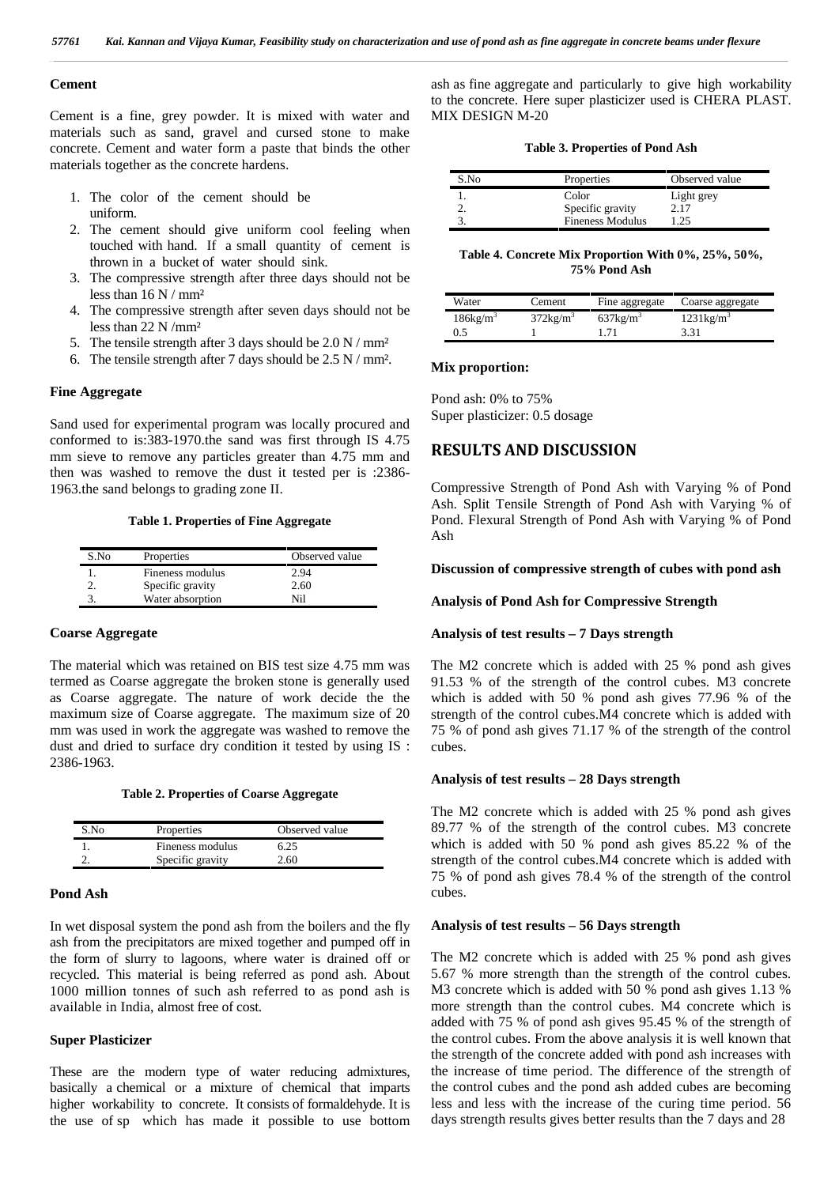### Cement

Cement is a fine, grey powder. It is mixed with water and materials such as sand, gravel and cursed stone to make concrete. Cement and water form a paste that binds the other materials together as the concrete hardens.

1. The color of the cement should be uniform.
2. The cement should give uniform cool feeling when touched with hand. If a small quantity of cement is thrown in a bucket of water should sink.
3. The compressive strength after three days should not be less than 16 N / mm²
4. The compressive strength after seven days should not be less than 22 N /mm²
5. The tensile strength after 3 days should be 2.0 N / mm²
6. The tensile strength after 7 days should be 2.5 N / mm².

### Fine Aggregate

Sand used for experimental program was locally procured and conformed to is:383-1970.the sand was first through IS 4.75 mm sieve to remove any particles greater than 4.75 mm and then was washed to remove the dust it tested per is :2386-1963.the sand belongs to grading zone II.

**Table 1. Properties of Fine Aggregate**

| S.No | Properties | Observed value |
|---|---|---|
| 1. | Fineness modulus | 2.94 |
| 2. | Specific gravity | 2.60 |
| 3. | Water absorption | Nil |

### Coarse Aggregate

The material which was retained on BIS test size 4.75 mm was termed as Coarse aggregate the broken stone is generally used as Coarse aggregate. The nature of work decide the the maximum size of Coarse aggregate. The maximum size of 20 mm was used in work the aggregate was washed to remove the dust and dried to surface dry condition it tested by using IS : 2386-1963.

**Table 2. Properties of Coarse Aggregate**

| S.No | Properties | Observed value |
|---|---|---|
| 1. | Fineness modulus | 6.25 |
| 2. | Specific gravity | 2.60 |

### Pond Ash

In wet disposal system the pond ash from the boilers and the fly ash from the precipitators are mixed together and pumped off in the form of slurry to lagoons, where water is drained off or recycled. This material is being referred as pond ash. About 1000 million tonnes of such ash referred to as pond ash is available in India, almost free of cost.

### Super Plasticizer

These are the modern type of water reducing admixtures, basically a chemical or a mixture of chemical that imparts higher workability to concrete. It consists of formaldehyde. It is the use of sp which has made it possible to use bottom ash as fine aggregate and particularly to give high workability to the concrete. Here super plasticizer used is CHERA PLAST. MIX DESIGN M-20

**Table 3. Properties of Pond Ash**

| S.No | Properties | Observed value |
|---|---|---|
| 1. | Color | Light grey |
| 2. | Specific gravity | 2.17 |
| 3. | Fineness Modulus | 1.25 |

**Table 4. Concrete Mix Proportion With 0%, 25%, 50%, 75% Pond Ash**

| Water | Cement | Fine aggregate | Coarse aggregate |
|---|---|---|---|
| 186kg/m$^3$ | 372kg/m$^3$ | 637kg/m$^3$ | 1231kg/m$^3$ |
| 0.5 | 1 | 1.71 | 3.31 |

**Mix proportion:**

Pond ash: 0% to 75%
Super plasticizer: 0.5 dosage

## RESULTS AND DISCUSSION

Compressive Strength of Pond Ash with Varying % of Pond Ash. Split Tensile Strength of Pond Ash with Varying % of Pond. Flexural Strength of Pond Ash with Varying % of Pond Ash

**Discussion of compressive strength of cubes with pond ash**

**Analysis of Pond Ash for Compressive Strength**

**Analysis of test results – 7 Days strength**

The M2 concrete which is added with 25 % pond ash gives 91.53 % of the strength of the control cubes. M3 concrete which is added with 50 % pond ash gives 77.96 % of the strength of the control cubes.M4 concrete which is added with 75 % of pond ash gives 71.17 % of the strength of the control cubes.

**Analysis of test results – 28 Days strength**

The M2 concrete which is added with 25 % pond ash gives 89.77 % of the strength of the control cubes. M3 concrete which is added with 50 % pond ash gives 85.22 % of the strength of the control cubes.M4 concrete which is added with 75 % of pond ash gives 78.4 % of the strength of the control cubes.

**Analysis of test results – 56 Days strength**

The M2 concrete which is added with 25 % pond ash gives 5.67 % more strength than the strength of the control cubes. M3 concrete which is added with 50 % pond ash gives 1.13 % more strength than the control cubes. M4 concrete which is added with 75 % of pond ash gives 95.45 % of the strength of the control cubes. From the above analysis it is well known that the strength of the concrete added with pond ash increases with the increase of time period. The difference of the strength of the control cubes and the pond ash added cubes are becoming less and less with the increase of the curing time period. 56 days strength results gives better results than the 7 days and 28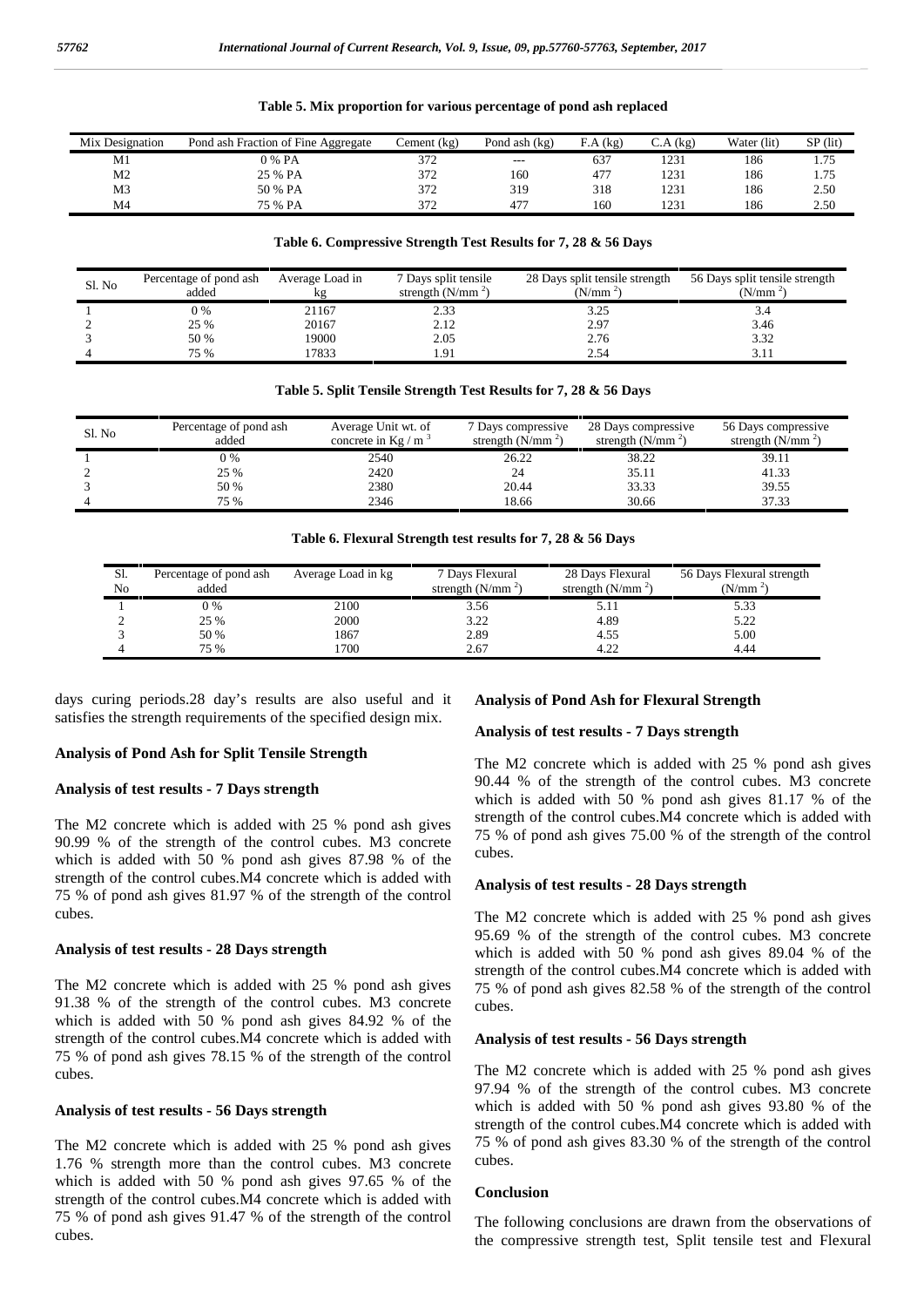**Table 5. Mix proportion for various percentage of pond ash replaced**

| Mix Designation | Pond ash Fraction of Fine Aggregate | Cement (kg) | Pond ash (kg) | F.A (kg) | C.A (kg) | Water (lit) | SP (lit) |
|---|---|---|---|---|---|---|---|
| M1 | 0 % PA | 372 | --- | 637 | 1231 | 186 | 1.75 |
| M2 | 25 % PA | 372 | 160 | 477 | 1231 | 186 | 1.75 |
| M3 | 50 % PA | 372 | 319 | 318 | 1231 | 186 | 2.50 |
| M4 | 75 % PA | 372 | 477 | 160 | 1231 | 186 | 2.50 |

**Table 6. Compressive Strength Test Results for 7, 28 & 56 Days**

| Sl. No | Percentage of pond ash added | Average Load in kg | 7 Days split tensile strength (N/mm $^2$) | 28 Days split tensile strength (N/mm $^2$) | 56 Days split tensile strength (N/mm $^2$) |
|---|---|---|---|---|---|
| 1 | 0 % | 21167 | 2.33 | 3.25 | 3.4 |
| 2 | 25 % | 20167 | 2.12 | 2.97 | 3.46 |
| 3 | 50 % | 19000 | 2.05 | 2.76 | 3.32 |
| 4 | 75 % | 17833 | 1.91 | 2.54 | 3.11 |

**Table 5. Split Tensile Strength Test Results for 7, 28 & 56 Days**

| Sl. No | Percentage of pond ash added | Average Unit wt. of concrete in Kg / m $^3$ | 7 Days compressive strength (N/mm $^2$) | 28 Days compressive strength (N/mm $^2$) | 56 Days compressive strength (N/mm $^2$) |
|---|---|---|---|---|---|
| 1 | 0 % | 2540 | 26.22 | 38.22 | 39.11 |
| 2 | 25 % | 2420 | 24 | 35.11 | 41.33 |
| 3 | 50 % | 2380 | 20.44 | 33.33 | 39.55 |
| 4 | 75 % | 2346 | 18.66 | 30.66 | 37.33 |

**Table 6. Flexural Strength test results for 7, 28 & 56 Days**

| Sl. No | Percentage of pond ash added | Average Load in kg | 7 Days Flexural strength (N/mm $^2$) | 28 Days Flexural strength (N/mm $^2$) | 56 Days Flexural strength (N/mm $^2$) |
|---|---|---|---|---|---|
| 1 | 0 % | 2100 | 3.56 | 5.11 | 5.33 |
| 2 | 25 % | 2000 | 3.22 | 4.89 | 5.22 |
| 3 | 50 % | 1867 | 2.89 | 4.55 | 5.00 |
| 4 | 75 % | 1700 | 2.67 | 4.22 | 4.44 |

days curing periods.28 day's results are also useful and it satisfies the strength requirements of the specified design mix.

### Analysis of Pond Ash for Split Tensile Strength

#### Analysis of test results - 7 Days strength

The M2 concrete which is added with 25 % pond ash gives 90.99 % of the strength of the control cubes. M3 concrete which is added with 50 % pond ash gives 87.98 % of the strength of the control cubes.M4 concrete which is added with 75 % of pond ash gives 81.97 % of the strength of the control cubes.

#### Analysis of test results - 28 Days strength

The M2 concrete which is added with 25 % pond ash gives 91.38 % of the strength of the control cubes. M3 concrete which is added with 50 % pond ash gives 84.92 % of the strength of the control cubes.M4 concrete which is added with 75 % of pond ash gives 78.15 % of the strength of the control cubes.

#### Analysis of test results - 56 Days strength

The M2 concrete which is added with 25 % pond ash gives 1.76 % strength more than the control cubes. M3 concrete which is added with 50 % pond ash gives 97.65 % of the strength of the control cubes.M4 concrete which is added with 75 % of pond ash gives 91.47 % of the strength of the control cubes.

### Analysis of Pond Ash for Flexural Strength

#### Analysis of test results - 7 Days strength

The M2 concrete which is added with 25 % pond ash gives 90.44 % of the strength of the control cubes. M3 concrete which is added with 50 % pond ash gives 81.17 % of the strength of the control cubes.M4 concrete which is added with 75 % of pond ash gives 75.00 % of the strength of the control cubes.

#### Analysis of test results - 28 Days strength

The M2 concrete which is added with 25 % pond ash gives 95.69 % of the strength of the control cubes. M3 concrete which is added with 50 % pond ash gives 89.04 % of the strength of the control cubes.M4 concrete which is added with 75 % of pond ash gives 82.58 % of the strength of the control cubes.

#### Analysis of test results - 56 Days strength

The M2 concrete which is added with 25 % pond ash gives 97.94 % of the strength of the control cubes. M3 concrete which is added with 50 % pond ash gives 93.80 % of the strength of the control cubes.M4 concrete which is added with 75 % of pond ash gives 83.30 % of the strength of the control cubes.

## Conclusion

The following conclusions are drawn from the observations of the compressive strength test, Split tensile test and Flexural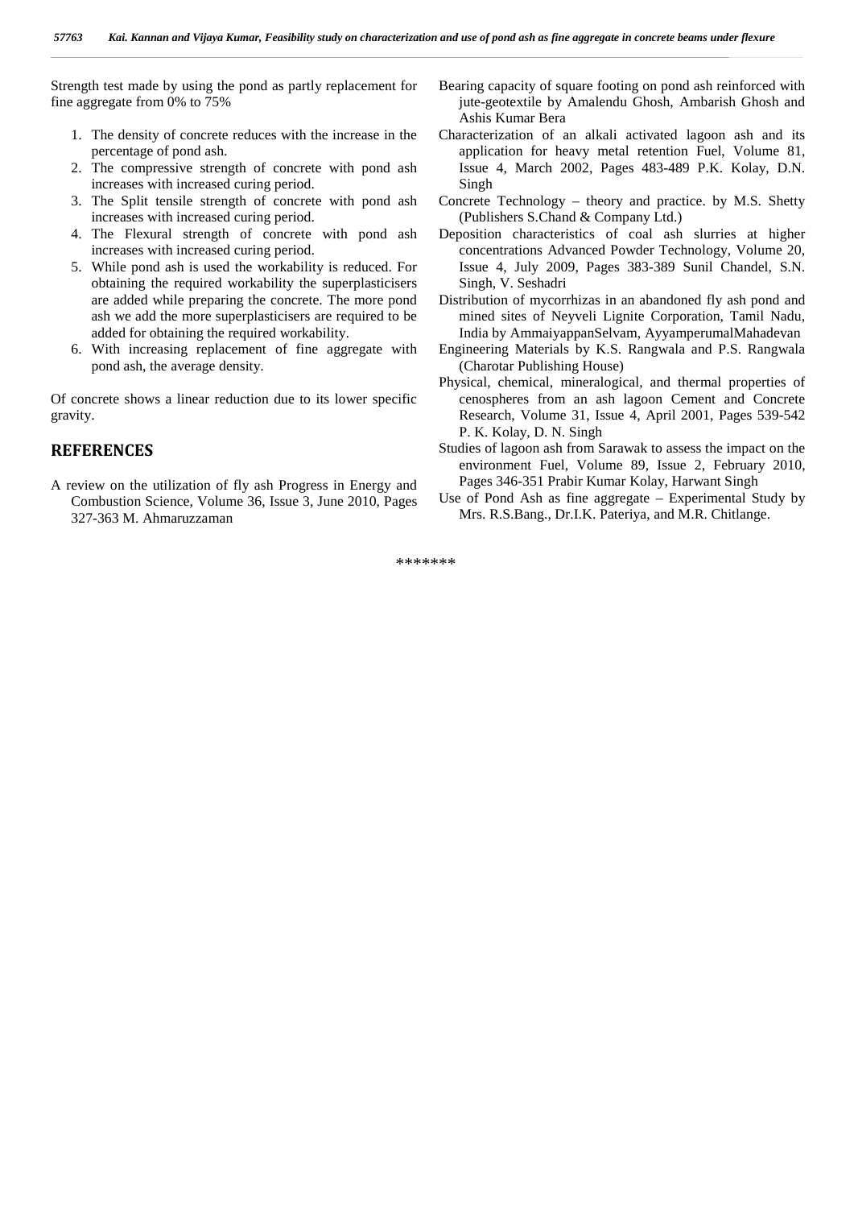Strength test made by using the pond as partly replacement for fine aggregate from 0% to 75%

1. The density of concrete reduces with the increase in the percentage of pond ash.
2. The compressive strength of concrete with pond ash increases with increased curing period.
3. The Split tensile strength of concrete with pond ash increases with increased curing period.
4. The Flexural strength of concrete with pond ash increases with increased curing period.
5. While pond ash is used the workability is reduced. For obtaining the required workability the superplasticisers are added while preparing the concrete. The more pond ash we add the more superplasticisers are required to be added for obtaining the required workability.
6. With increasing replacement of fine aggregate with pond ash, the average density.

Of concrete shows a linear reduction due to its lower specific gravity.

## REFERENCES

A review on the utilization of fly ash Progress in Energy and Combustion Science, Volume 36, Issue 3, June 2010, Pages 327-363 M. Ahmaruzzaman

Bearing capacity of square footing on pond ash reinforced with jute-geotextile by Amalendu Ghosh, Ambarish Ghosh and Ashis Kumar Bera

Characterization of an alkali activated lagoon ash and its application for heavy metal retention Fuel, Volume 81, Issue 4, March 2002, Pages 483-489 P.K. Kolay, D.N. Singh

Concrete Technology – theory and practice. by M.S. Shetty (Publishers S.Chand & Company Ltd.)

Deposition characteristics of coal ash slurries at higher concentrations Advanced Powder Technology, Volume 20, Issue 4, July 2009, Pages 383-389 Sunil Chandel, S.N. Singh, V. Seshadri

Distribution of mycorrhizas in an abandoned fly ash pond and mined sites of Neyveli Lignite Corporation, Tamil Nadu, India by AmmaiyappanSelvam, AyyamperumalMahadevan

Engineering Materials by K.S. Rangwala and P.S. Rangwala (Charotar Publishing House)

Physical, chemical, mineralogical, and thermal properties of cenospheres from an ash lagoon Cement and Concrete Research, Volume 31, Issue 4, April 2001, Pages 539-542 P. K. Kolay, D. N. Singh

Studies of lagoon ash from Sarawak to assess the impact on the environment Fuel, Volume 89, Issue 2, February 2010, Pages 346-351 Prabir Kumar Kolay, Harwant Singh

Use of Pond Ash as fine aggregate – Experimental Study by Mrs. R.S.Bang., Dr.I.K. Pateriya, and M.R. Chitlange.

*******